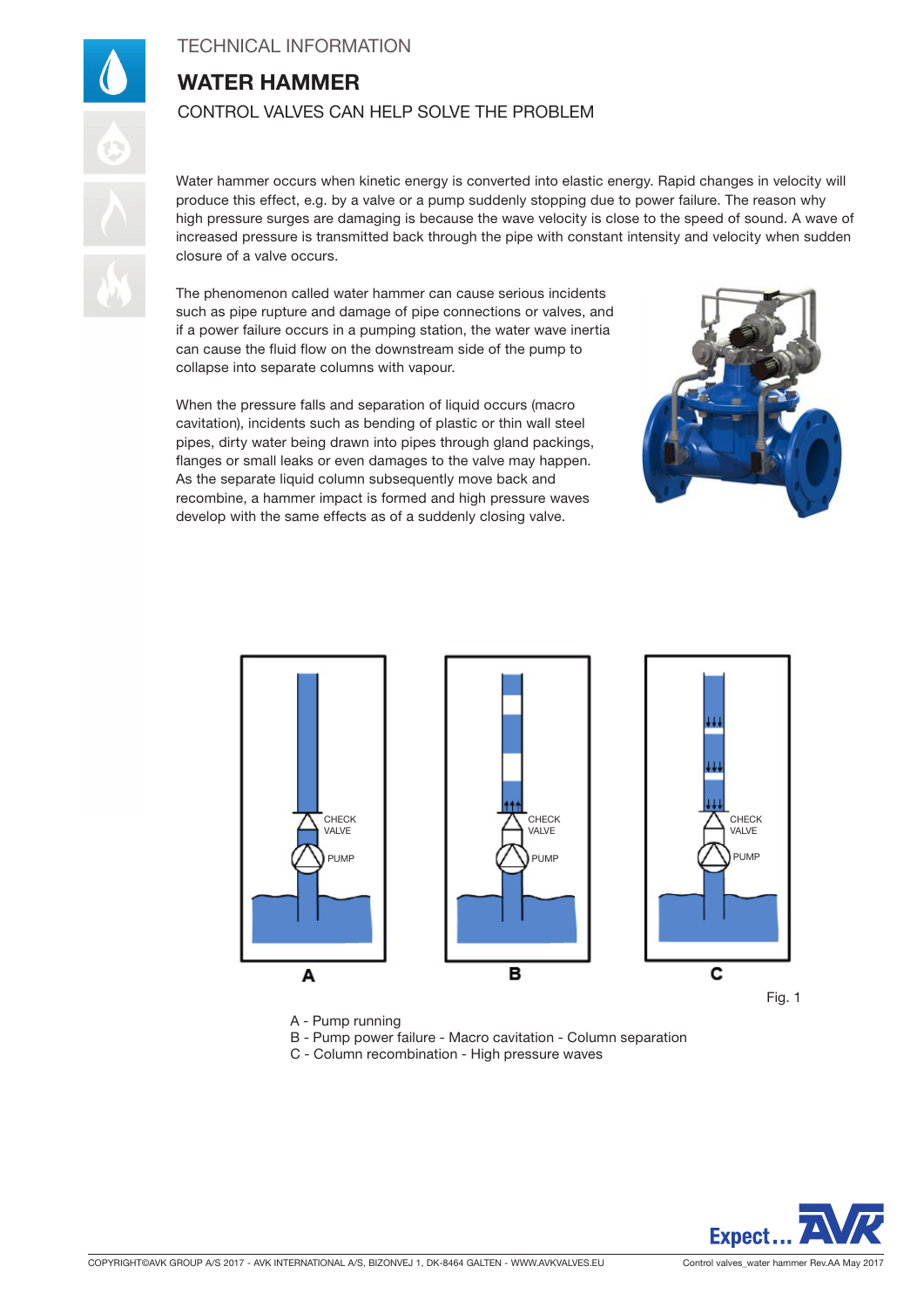TECHNICAL INFORMATION

# WATER HAMMER

## CONTROL VALVES CAN HELP SOLVE THE PROBLEM

Water hammer occurs when kinetic energy is converted into elastic energy. Rapid changes in velocity will produce this effect, e.g. by a valve or a pump suddenly stopping due to power failure. The reason why high pressure surges are damaging is because the wave velocity is close to the speed of sound. A wave of increased pressure is transmitted back through the pipe with constant intensity and velocity when sudden closure of a valve occurs.

The phenomenon called water hammer can cause serious incidents such as pipe rupture and damage of pipe connections or valves, and if a power failure occurs in a pumping station, the water wave inertia can cause the fluid flow on the downstream side of the pump to collapse into separate columns with vapour.

When the pressure falls and separation of liquid occurs (macro cavitation), incidents such as bending of plastic or thin wall steel pipes, dirty water being drawn into pipes through gland packings, flanges or small leaks or even damages to the valve may happen. As the separate liquid column subsequently move back and recombine, a hammer impact is formed and high pressure waves develop with the same effects as of a suddenly closing valve.

Fig. 1

A - Pump running
B - Pump power failure - Macro cavitation - Column separation
C - Column recombination - High pressure waves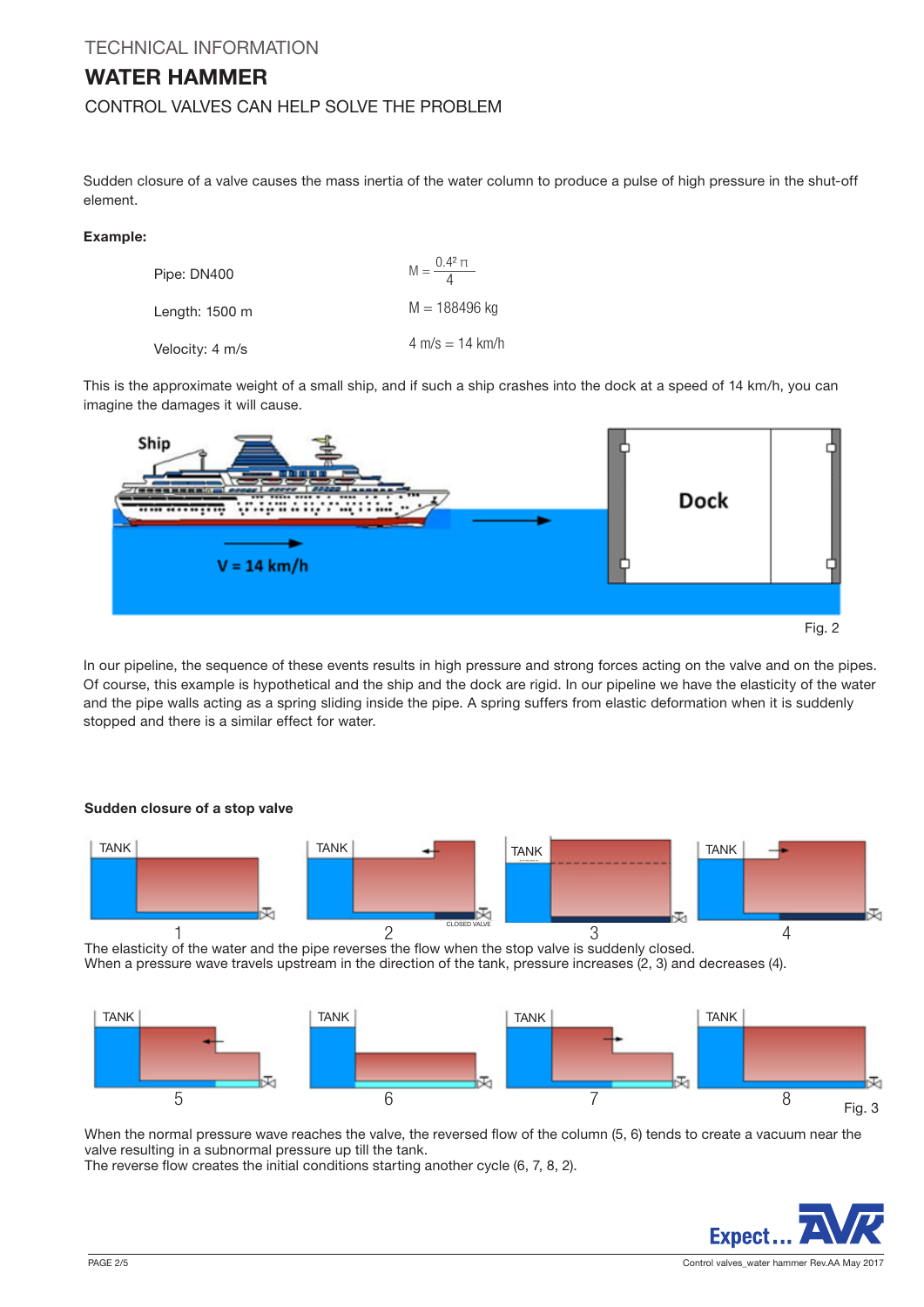TECHNICAL INFORMATION

# WATER HAMMER

## CONTROL VALVES CAN HELP SOLVE THE PROBLEM

Sudden closure of a valve causes the mass inertia of the water column to produce a pulse of high pressure in the shut-off element.

**Example:**

| | |
|---|---|
| Pipe: DN400 | $M = \frac{0.4^2\,\pi}{4}$ |
| Length: 1500 m | $M = 188496$ kg |
| Velocity: 4 m/s | 4 m/s = 14 km/h |

This is the approximate weight of a small ship, and if such a ship crashes into the dock at a speed of 14 km/h, you can imagine the damages it will cause.

Fig. 2

In our pipeline, the sequence of these events results in high pressure and strong forces acting on the valve and on the pipes. Of course, this example is hypothetical and the ship and the dock are rigid. In our pipeline we have the elasticity of the water and the pipe walls acting as a spring sliding inside the pipe. A spring suffers from elastic deformation when it is suddenly stopped and there is a similar effect for water.

**Sudden closure of a stop valve**

The elasticity of the water and the pipe reverses the flow when the stop valve is suddenly closed.
When a pressure wave travels upstream in the direction of the tank, pressure increases (2, 3) and decreases (4).

Fig. 3

When the normal pressure wave reaches the valve, the reversed flow of the column (5, 6) tends to create a vacuum near the valve resulting in a subnormal pressure up till the tank.
The reverse flow creates the initial conditions starting another cycle (6, 7, 8, 2).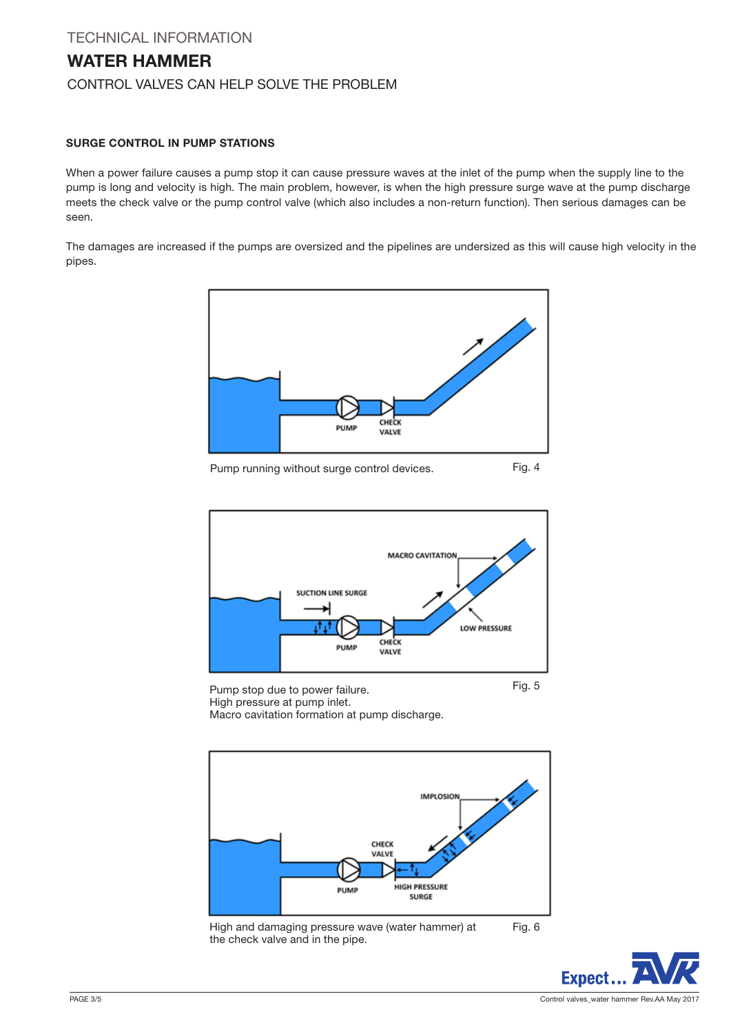TECHNICAL INFORMATION

# WATER HAMMER

CONTROL VALVES CAN HELP SOLVE THE PROBLEM

### SURGE CONTROL IN PUMP STATIONS

When a power failure causes a pump stop it can cause pressure waves at the inlet of the pump when the supply line to the pump is long and velocity is high. The main problem, however, is when the high pressure surge wave at the pump discharge meets the check valve or the pump control valve (which also includes a non-return function). Then serious damages can be seen.

The damages are increased if the pumps are oversized and the pipelines are undersized as this will cause high velocity in the pipes.

Pump running without surge control devices. Fig. 4

Pump stop due to power failure.
High pressure at pump inlet.
Macro cavitation formation at pump discharge. Fig. 5

High and damaging pressure wave (water hammer) at the check valve and in the pipe. Fig. 6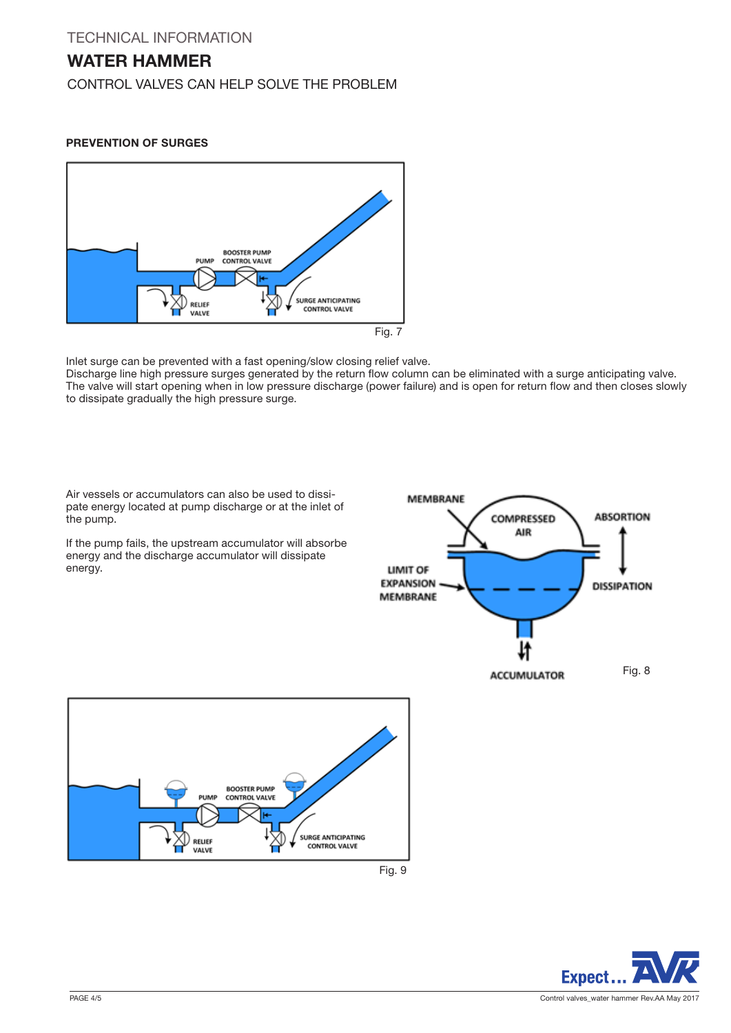# TECHNICAL INFORMATION

## WATER HAMMER

CONTROL VALVES CAN HELP SOLVE THE PROBLEM

### PREVENTION OF SURGES

Fig. 7

Inlet surge can be prevented with a fast opening/slow closing relief valve.
Discharge line high pressure surges generated by the return flow column can be eliminated with a surge anticipating valve. The valve will start opening when in low pressure discharge (power failure) and is open for return flow and then closes slowly to dissipate gradually the high pressure surge.

Air vessels or accumulators can also be used to dissipate energy located at pump discharge or at the inlet of the pump.

If the pump fails, the upstream accumulator will absorbe energy and the discharge accumulator will dissipate energy.

Fig. 8

Fig. 9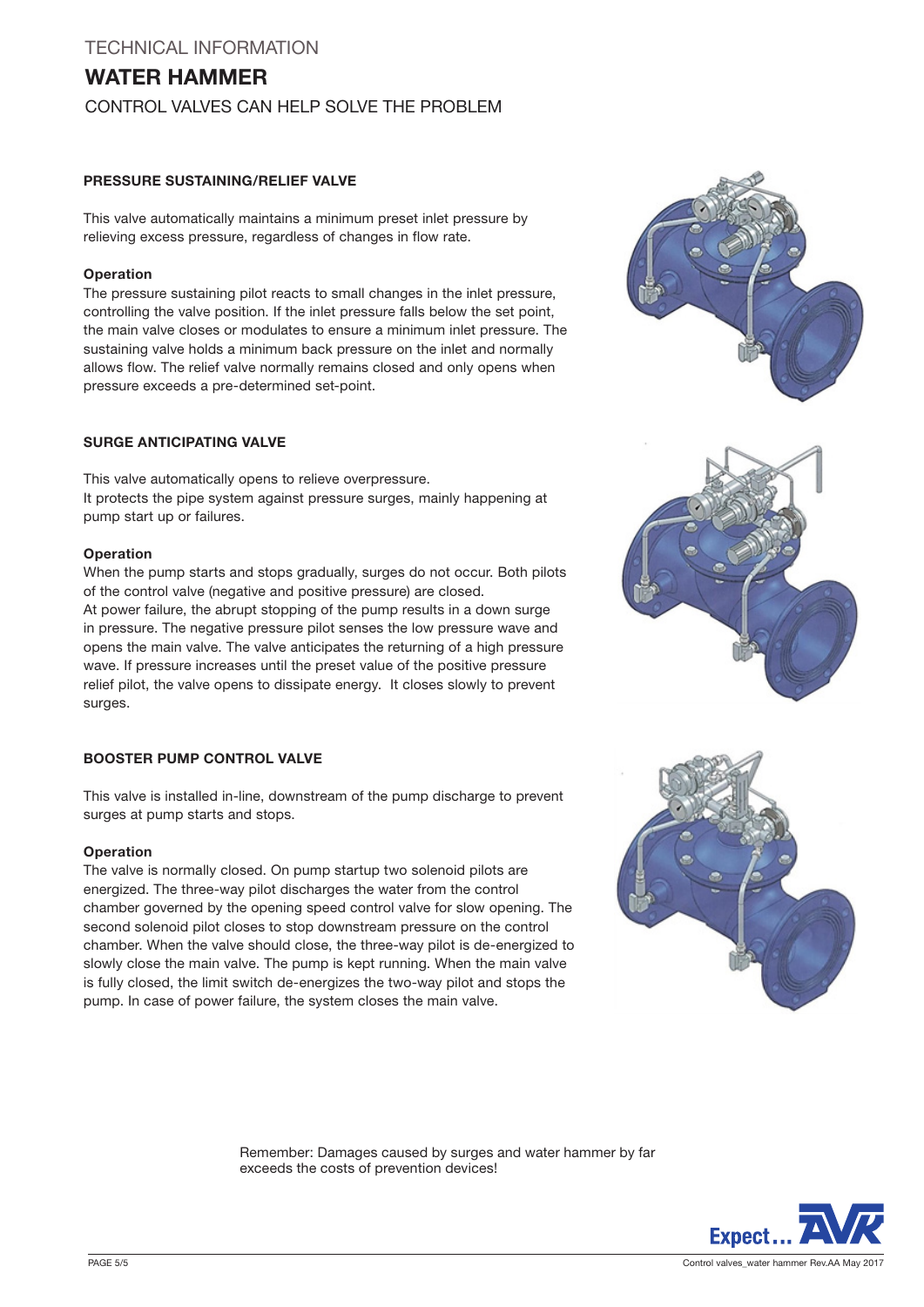TECHNICAL INFORMATION

# WATER HAMMER

CONTROL VALVES CAN HELP SOLVE THE PROBLEM

### PRESSURE SUSTAINING/RELIEF VALVE

This valve automatically maintains a minimum preset inlet pressure by relieving excess pressure, regardless of changes in flow rate.

**Operation**

The pressure sustaining pilot reacts to small changes in the inlet pressure, controlling the valve position. If the inlet pressure falls below the set point, the main valve closes or modulates to ensure a minimum inlet pressure. The sustaining valve holds a minimum back pressure on the inlet and normally allows flow. The relief valve normally remains closed and only opens when pressure exceeds a pre-determined set-point.

### SURGE ANTICIPATING VALVE

This valve automatically opens to relieve overpressure.
It protects the pipe system against pressure surges, mainly happening at pump start up or failures.

**Operation**

When the pump starts and stops gradually, surges do not occur. Both pilots of the control valve (negative and positive pressure) are closed.
At power failure, the abrupt stopping of the pump results in a down surge in pressure. The negative pressure pilot senses the low pressure wave and opens the main valve. The valve anticipates the returning of a high pressure wave. If pressure increases until the preset value of the positive pressure relief pilot, the valve opens to dissipate energy. It closes slowly to prevent surges.

### BOOSTER PUMP CONTROL VALVE

This valve is installed in-line, downstream of the pump discharge to prevent surges at pump starts and stops.

**Operation**

The valve is normally closed. On pump startup two solenoid pilots are energized. The three-way pilot discharges the water from the control chamber governed by the opening speed control valve for slow opening. The second solenoid pilot closes to stop downstream pressure on the control chamber. When the valve should close, the three-way pilot is de-energized to slowly close the main valve. The pump is kept running. When the main valve is fully closed, the limit switch de-energizes the two-way pilot and stops the pump. In case of power failure, the system closes the main valve.

Remember: Damages caused by surges and water hammer by far exceeds the costs of prevention devices!